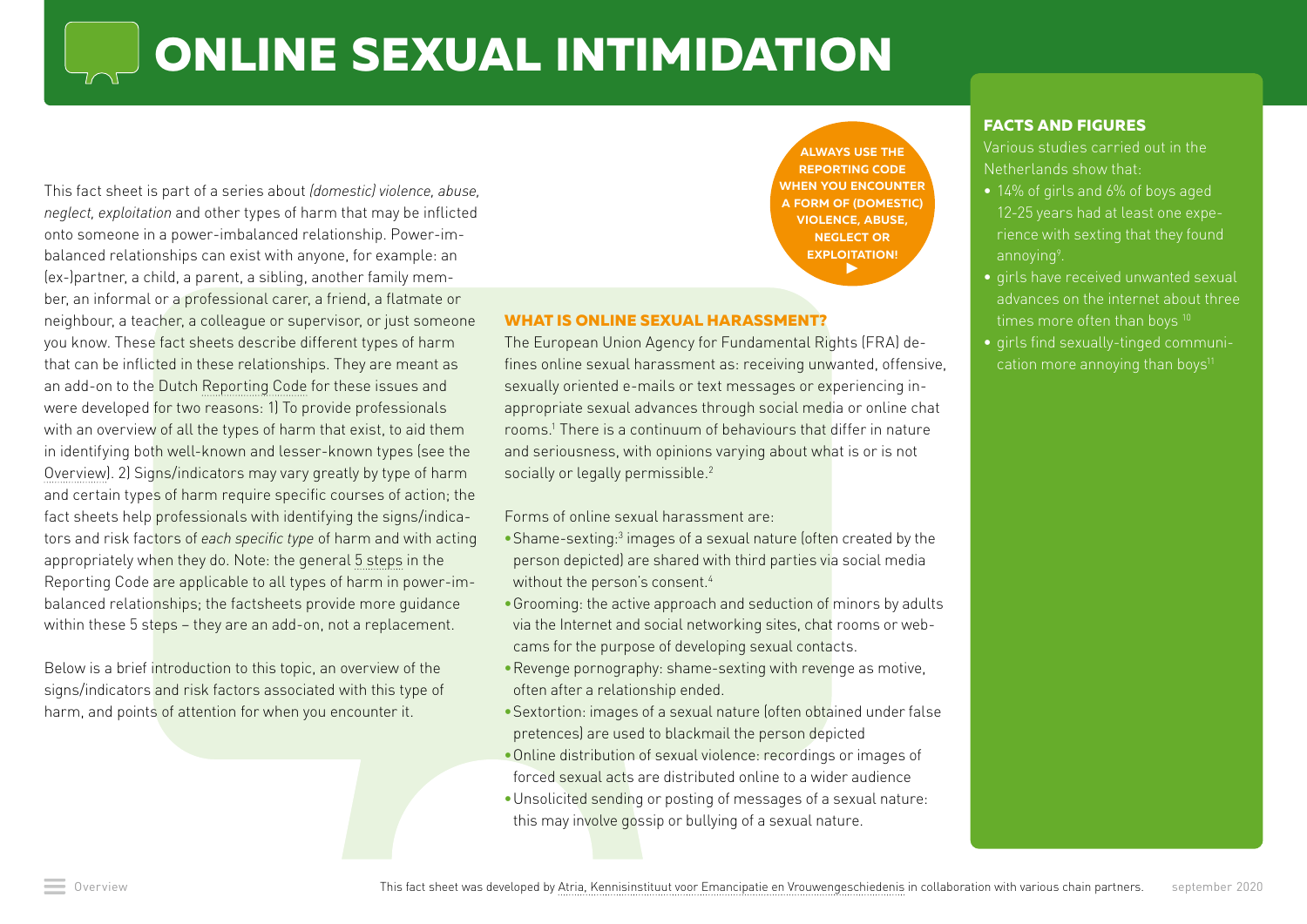# ONLINE SEXUAL INTIMIDATION

This fact sheet is part of a series about *(domestic) violence, abuse, neglect, exploitation* and other types of harm that may be inflicted onto someone in a power-imbalanced relationship. Power-imbalanced relationships can exist with anyone, for example: an (ex-)partner, a child, a parent, a sibling, another family member, an informal or a professional carer, a friend, a flatmate or neighbour, a teacher, a colleague or supervisor, or just someone you know. These fact sheets describe different types of harm that can be inflicted in these relationships. They are meant as an add-on to the Dutch Reporting Code for these issues and were developed for two reasons: 1) To provide professionals with an overview of all the types of harm that exist, to aid them in identifying both well-known and lesser-known types (see the Overview). 2) Signs/indicators may vary greatly by type of harm and certain types of harm require specific courses of action; the fact sheets help professionals with identifying the signs/indicators and risk factors of *each specific type* of harm and with acting appropriately when they do. Note: the general 5 steps in the Reporting Code are applicable to all types of harm in power-imbalanced relationships; the factsheets provide more guidance within these 5 steps – they are an add-on, not a replacement.

Below is a brief introduction to this topic, an overview of the signs/indicators and risk factors associated with this type of harm, and points of attention for when you encounter it.

**ALWAYS USE THE REPORTING CODE WHEN YOU ENCOUNTER A FORM OF (DOMESTIC) VIOLENCE, ABUSE, NEGLECT OR EXPLOITATION!**

## WHAT IS ONLINE SEXUAL HARASSMENT?

The European Union Agency for Fundamental Rights (FRA) defines online sexual harassment as: receiving unwanted, offensive, sexually oriented e-mails or text messages or experiencing inappropriate sexual advances through social media or online chat rooms.[1] There is a continuum of behaviours that differ in nature and seriousness, with opinions varying about what is or is not socially or legally permissible.[2]

Forms of online sexual harassment are:

- Shame-sexting:[3] images of a sexual nature (often created by the person depicted) are shared with third parties via social media without the person's consent.[4]
- Grooming: the active approach and seduction of minors by adults via the Internet and social networking sites, chat rooms or webcams for the purpose of developing sexual contacts.
- Revenge pornography: shame-sexting with revenge as motive, often after a relationship ended.
- Sextortion: images of a sexual nature (often obtained under false pretences) are used to blackmail the person depicted
- Online distribution of sexual violence: recordings or images of forced sexual acts are distributed online to a wider audience
- Unsolicited sending or posting of messages of a sexual nature: this may involve gossip or bullying of a sexual nature.

## FACTS AND FIGURES

Various studies carried out in the Netherlands show that:

- 14% of girls and 6% of boys aged 12-25 years had at least one experience with sexting that they found annoying[9].
- girls have received unwanted sexual advances on the internet about three times more often than boys [10]
- girls find sexually-tinged communication more annoying than boys[11]

This fact sheet was developed by Atria, Kennisinstituut voor Emancipatie en Vrouwengeschiedenis in collaboration with various chain partners. september 2020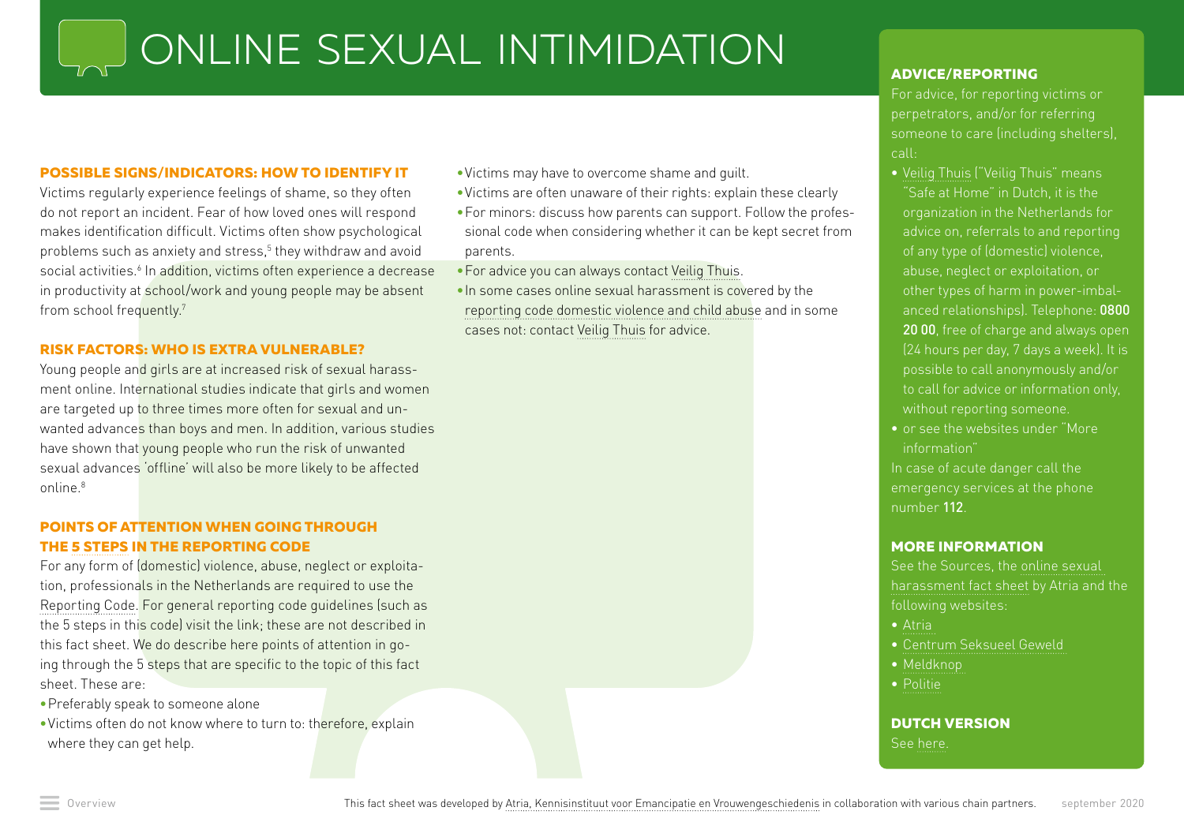# ONLINE SEXUAL INTIMIDATION

## POSSIBLE SIGNS/INDICATORS: HOW TO IDENTIFY IT

Victims regularly experience feelings of shame, so they often do not report an incident. Fear of how loved ones will respond makes identification difficult. Victims often show psychological problems such as anxiety and stress,[5] they withdraw and avoid social activities.[6] In addition, victims often experience a decrease in productivity at school/work and young people may be absent from school frequently.[7]

## RISK FACTORS: WHO IS EXTRA VULNERABLE?

Young people and girls are at increased risk of sexual harassment online. International studies indicate that girls and women are targeted up to three times more often for sexual and unwanted advances than boys and men. In addition, various studies have shown that young people who run the risk of unwanted sexual advances 'offline' will also be more likely to be affected online.[8]

## POINTS OF ATTENTION WHEN GOING THROUGH THE 5 STEPS IN THE REPORTING CODE

For any form of (domestic) violence, abuse, neglect or exploitation, professionals in the Netherlands are required to use the Reporting Code. For general reporting code guidelines (such as the 5 steps in this code) visit the link; these are not described in this fact sheet. We do describe here points of attention in going through the 5 steps that are specific to the topic of this fact sheet. These are:

- Preferably speak to someone alone
- Victims often do not know where to turn to: therefore, explain where they can get help.
- Victims may have to overcome shame and guilt.
- Victims are often unaware of their rights: explain these clearly
- For minors: discuss how parents can support. Follow the professional code when considering whether it can be kept secret from parents.
- For advice you can always contact Veilig Thuis.
- In some cases online sexual harassment is covered by the reporting code domestic violence and child abuse and in some cases not: contact Veilig Thuis for advice.

## ADVICE/REPORTING

For advice, for reporting victims or perpetrators, and/or for referring someone to care (including shelters), call:

- Veilig Thuis ("Veilig Thuis" means "Safe at Home" in Dutch, it is the organization in the Netherlands for advice on, referrals to and reporting of any type of (domestic) violence, abuse, neglect or exploitation, or other types of harm in power-imbalanced relationships). Telephone: **0800 20 00**, free of charge and always open (24 hours per day, 7 days a week). It is possible to call anonymously and/or to call for advice or information only, without reporting someone.
- or see the websites under "More information"

In case of acute danger call the emergency services at the phone number **112**.

## MORE INFORMATION

See the Sources, the online sexual harassment fact sheet by Atria and the following websites:

- Atria
- Centrum Seksueel Geweld
- Meldknop
- Politie

## DUTCH VERSION

See here.

Overview

This fact sheet was developed by Atria, Kennisinstituut voor Emancipatie en Vrouwengeschiedenis in collaboration with various chain partners. september 2020